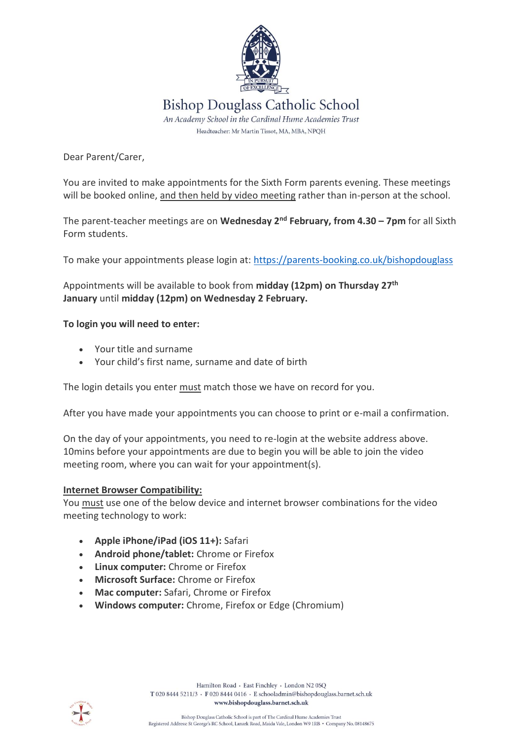# Bishop Douglass Catholic School

*An Academy School in the Cardinal Hume Academies Trust*

Headteacher: Mr Martin Tissot, MA, MBA, NPQH

Dear Parent/Carer,

You are invited to make appointments for the Sixth Form parents evening. These meetings will be booked online, and then held by video meeting rather than in-person at the school.

The parent-teacher meetings are on **Wednesday 2nd February, from 4.30 – 7pm** for all Sixth Form students.

To make your appointments please login at: https://parents-booking.co.uk/bishopdouglass

Appointments will be available to book from **midday (12pm) on Thursday 27th January** until **midday (12pm) on Wednesday 2 February.**

**To login you will need to enter:**

- Your title and surname
- Your child's first name, surname and date of birth

The login details you enter must match those we have on record for you.

After you have made your appointments you can choose to print or e-mail a confirmation.

On the day of your appointments, you need to re-login at the website address above. 10mins before your appointments are due to begin you will be able to join the video meeting room, where you can wait for your appointment(s).

**Internet Browser Compatibility:**

You must use one of the below device and internet browser combinations for the video meeting technology to work:

- **Apple iPhone/iPad (iOS 11+):** Safari
- **Android phone/tablet:** Chrome or Firefox
- **Linux computer:** Chrome or Firefox
- **Microsoft Surface:** Chrome or Firefox
- **Mac computer:** Safari, Chrome or Firefox
- **Windows computer:** Chrome, Firefox or Edge (Chromium)

Hamilton Road · East Finchley · London N2 0SQ
T 020 8444 5211/3 · F 020 8444 0416 · E schooladmin@bishopdouglass.barnet.sch.uk
www.bishopdouglass.barnet.sch.uk

Bishop Douglass Catholic School is part of The Cardinal Hume Academies Trust
Registered Address: St George's RC School, Lanark Road, Maida Vale, London W9 1RB · Company No. 08148675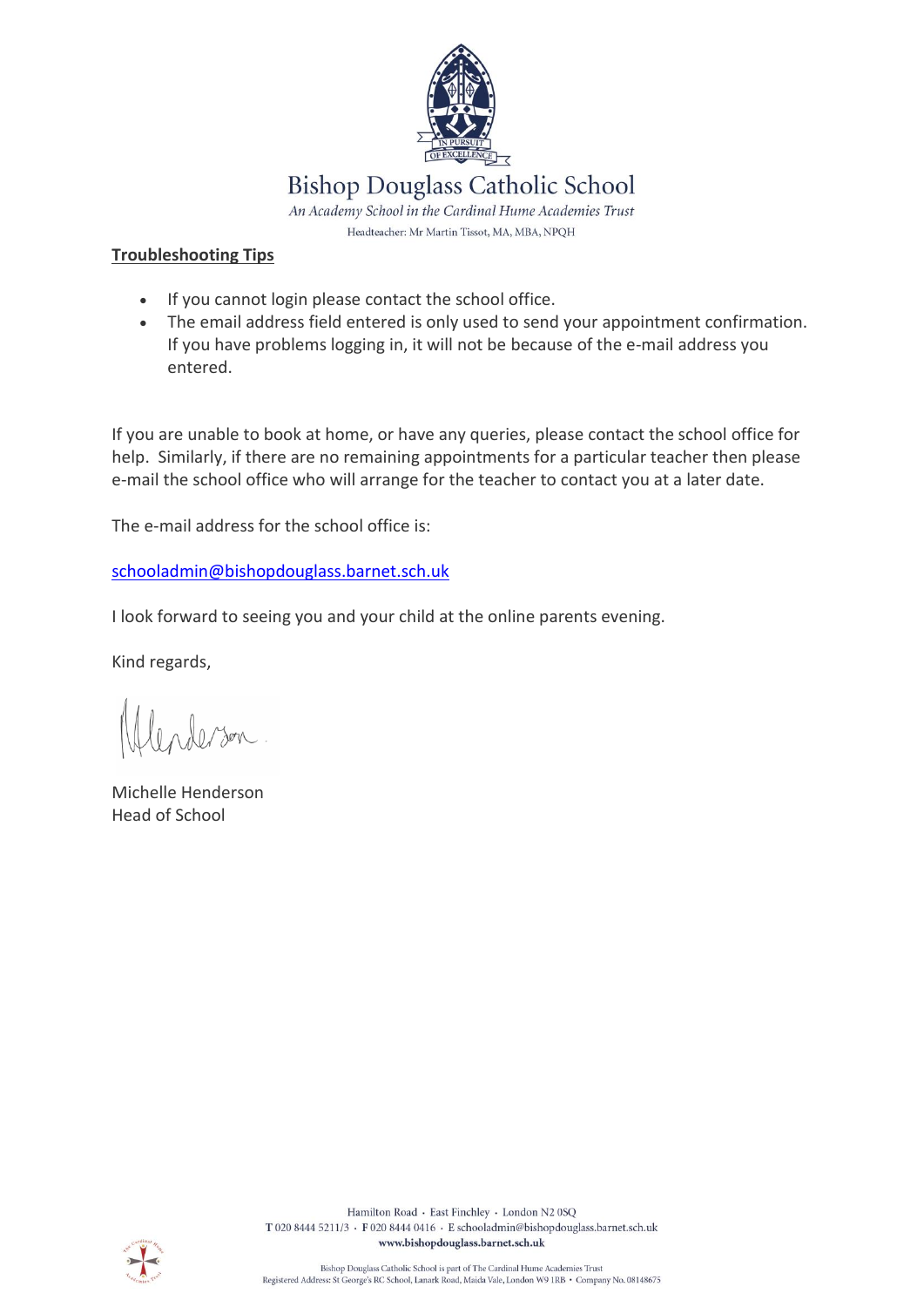Bishop Douglass Catholic School

*An Academy School in the Cardinal Hume Academies Trust*

Headteacher: Mr Martin Tissot, MA, MBA, NPQH

**Troubleshooting Tips**

- If you cannot login please contact the school office.
- The email address field entered is only used to send your appointment confirmation. If you have problems logging in, it will not be because of the e-mail address you entered.

If you are unable to book at home, or have any queries, please contact the school office for help. Similarly, if there are no remaining appointments for a particular teacher then please e-mail the school office who will arrange for the teacher to contact you at a later date.

The e-mail address for the school office is:

schooladmin@bishopdouglass.barnet.sch.uk

I look forward to seeing you and your child at the online parents evening.

Kind regards,

Michelle Henderson
Head of School

Hamilton Road · East Finchley · London N2 0SQ
T 020 8444 5211/3 · F 020 8444 0416 · E schooladmin@bishopdouglass.barnet.sch.uk
**www.bishopdouglass.barnet.sch.uk**

Bishop Douglass Catholic School is part of The Cardinal Hume Academies Trust
Registered Address: St George's RC School, Lanark Road, Maida Vale, London W9 1RB · Company No. 08148675